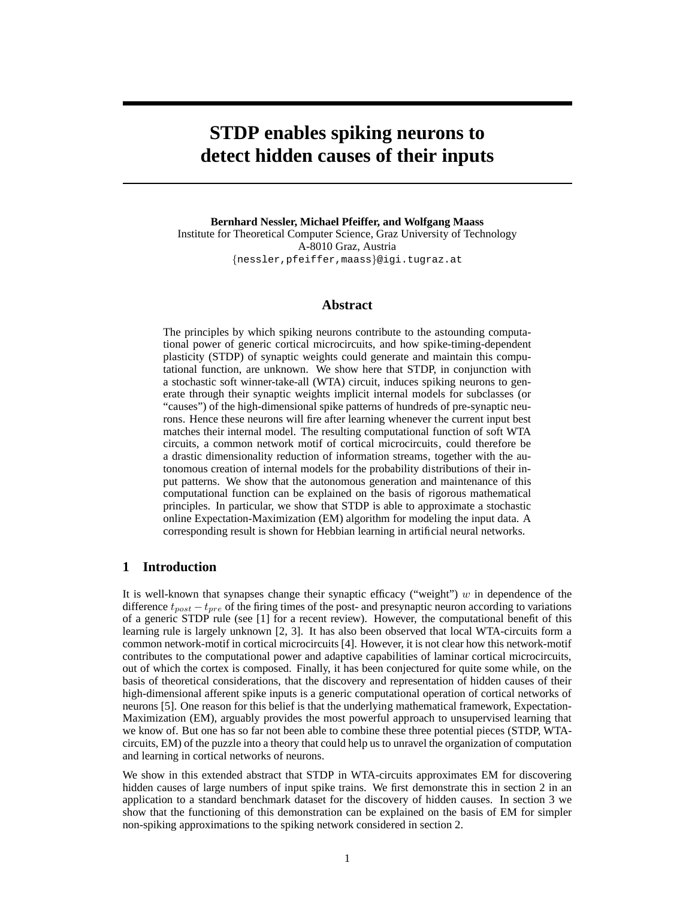# STDP enables spiking neurons to detect hidden causes of their inputs

**Bernhard Nessler, Michael Pfeiffer, and Wolfgang Maass**
Institute for Theoretical Computer Science, Graz University of Technology
A-8010 Graz, Austria
{nessler,pfeiffer,maass}@igi.tugraz.at

## Abstract

The principles by which spiking neurons contribute to the astounding computational power of generic cortical microcircuits, and how spike-timing-dependent plasticity (STDP) of synaptic weights could generate and maintain this computational function, are unknown. We show here that STDP, in conjunction with a stochastic soft winner-take-all (WTA) circuit, induces spiking neurons to generate through their synaptic weights implicit internal models for subclasses (or "causes") of the high-dimensional spike patterns of hundreds of pre-synaptic neurons. Hence these neurons will fire after learning whenever the current input best matches their internal model. The resulting computational function of soft WTA circuits, a common network motif of cortical microcircuits, could therefore be a drastic dimensionality reduction of information streams, together with the autonomous creation of internal models for the probability distributions of their input patterns. We show that the autonomous generation and maintenance of this computational function can be explained on the basis of rigorous mathematical principles. In particular, we show that STDP is able to approximate a stochastic online Expectation-Maximization (EM) algorithm for modeling the input data. A corresponding result is shown for Hebbian learning in artificial neural networks.

## 1 Introduction

It is well-known that synapses change their synaptic efficacy ("weight") $w$ in dependence of the difference $t_{post} - t_{pre}$ of the firing times of the post- and presynaptic neuron according to variations of a generic STDP rule (see [1] for a recent review). However, the computational benefit of this learning rule is largely unknown [2, 3]. It has also been observed that local WTA-circuits form a common network-motif in cortical microcircuits [4]. However, it is not clear how this network-motif contributes to the computational power and adaptive capabilities of laminar cortical microcircuits, out of which the cortex is composed. Finally, it has been conjectured for quite some while, on the basis of theoretical considerations, that the discovery and representation of hidden causes of their high-dimensional afferent spike inputs is a generic computational operation of cortical networks of neurons [5]. One reason for this belief is that the underlying mathematical framework, Expectation-Maximization (EM), arguably provides the most powerful approach to unsupervised learning that we know of. But one has so far not been able to combine these three potential pieces (STDP, WTA-circuits, EM) of the puzzle into a theory that could help us to unravel the organization of computation and learning in cortical networks of neurons.

We show in this extended abstract that STDP in WTA-circuits approximates EM for discovering hidden causes of large numbers of input spike trains. We first demonstrate this in section 2 in an application to a standard benchmark dataset for the discovery of hidden causes. In section 3 we show that the functioning of this demonstration can be explained on the basis of EM for simpler non-spiking approximations to the spiking network considered in section 2.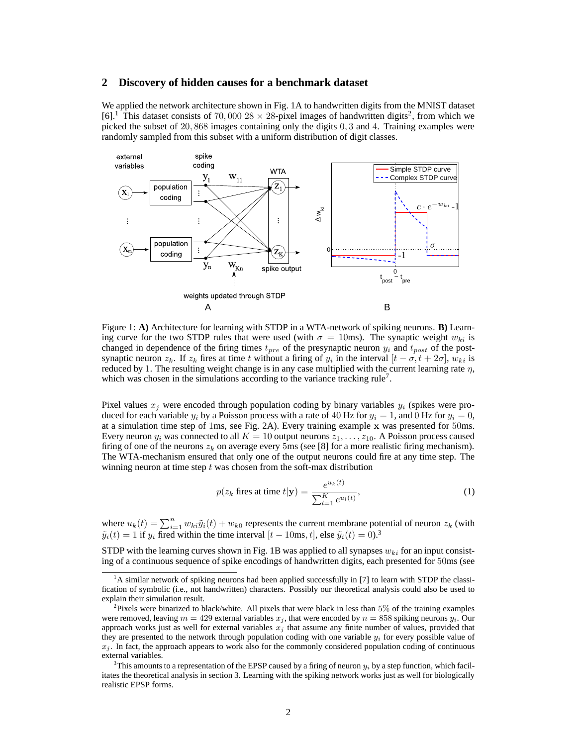## 2 Discovery of hidden causes for a benchmark dataset

We applied the network architecture shown in Fig. 1A to handwritten digits from the MNIST dataset [6].[1] This dataset consists of $70,000$ $28 \times 28$-pixel images of handwritten digits[2], from which we picked the subset of $20,868$ images containing only the digits $0, 3$ and $4$. Training examples were randomly sampled from this subset with a uniform distribution of digit classes.

Figure 1: **A)** Architecture for learning with STDP in a WTA-network of spiking neurons. **B)** Learning curve for the two STDP rules that were used (with $\sigma = 10$ms). The synaptic weight $w_{ki}$ is changed in dependence of the firing times $t_{pre}$ of the presynaptic neuron $y_i$ and $t_{post}$ of the postsynaptic neuron $z_k$. If $z_k$ fires at time $t$ without a firing of $y_i$ in the interval $[t - \sigma, t + 2\sigma]$, $w_{ki}$ is reduced by 1. The resulting weight change is in any case multiplied with the current learning rate $\eta$, which was chosen in the simulations according to the variance tracking rule[7].

Pixel values $x_j$ were encoded through population coding by binary variables $y_i$ (spikes were produced for each variable $y_i$ by a Poisson process with a rate of 40 Hz for $y_i = 1$, and 0 Hz for $y_i = 0$, at a simulation time step of 1ms, see Fig. 2A). Every training example $\mathbf{x}$ was presented for 50ms. Every neuron $y_i$ was connected to all $K = 10$ output neurons $z_1, \ldots, z_{10}$. A Poisson process caused firing of one of the neurons $z_k$ on average every 5ms (see [8] for a more realistic firing mechanism). The WTA-mechanism ensured that only one of the output neurons could fire at any time step. The winning neuron at time step $t$ was chosen from the soft-max distribution

$$p(z_k \text{ fires at time } t|\mathbf{y}) = \frac{e^{u_k(t)}}{\sum_{l=1}^{K} e^{u_l(t)}}, \tag{1}$$

where $u_k(t) = \sum_{i=1}^{n} w_{ki}\tilde{y}_i(t) + w_{k0}$ represents the current membrane potential of neuron $z_k$ (with $\tilde{y}_i(t) = 1$ if $y_i$ fired within the time interval $[t - 10\text{ms}, t]$, else $\tilde{y}_i(t) = 0$).[3]

STDP with the learning curves shown in Fig. 1B was applied to all synapses $w_{ki}$ for an input consisting of a continuous sequence of spike encodings of handwritten digits, each presented for 50ms (see

---

[1] A similar network of spiking neurons had been applied successfully in [7] to learn with STDP the classification of symbolic (i.e., not handwritten) characters. Possibly our theoretical analysis could also be used to explain their simulation result.

[2] Pixels were binarized to black/white. All pixels that were black in less than 5% of the training examples were removed, leaving $m = 429$ external variables $x_j$, that were encoded by $n = 858$ spiking neurons $y_i$. Our approach works just as well for external variables $x_j$ that assume any finite number of values, provided that they are presented to the network through population coding with one variable $y_i$ for every possible value of $x_j$. In fact, the approach appears to work also for the commonly considered population coding of continuous external variables.

[3] This amounts to a representation of the EPSP caused by a firing of neuron $y_i$ by a step function, which facilitates the theoretical analysis in section 3. Learning with the spiking network works just as well for biologically realistic EPSP forms.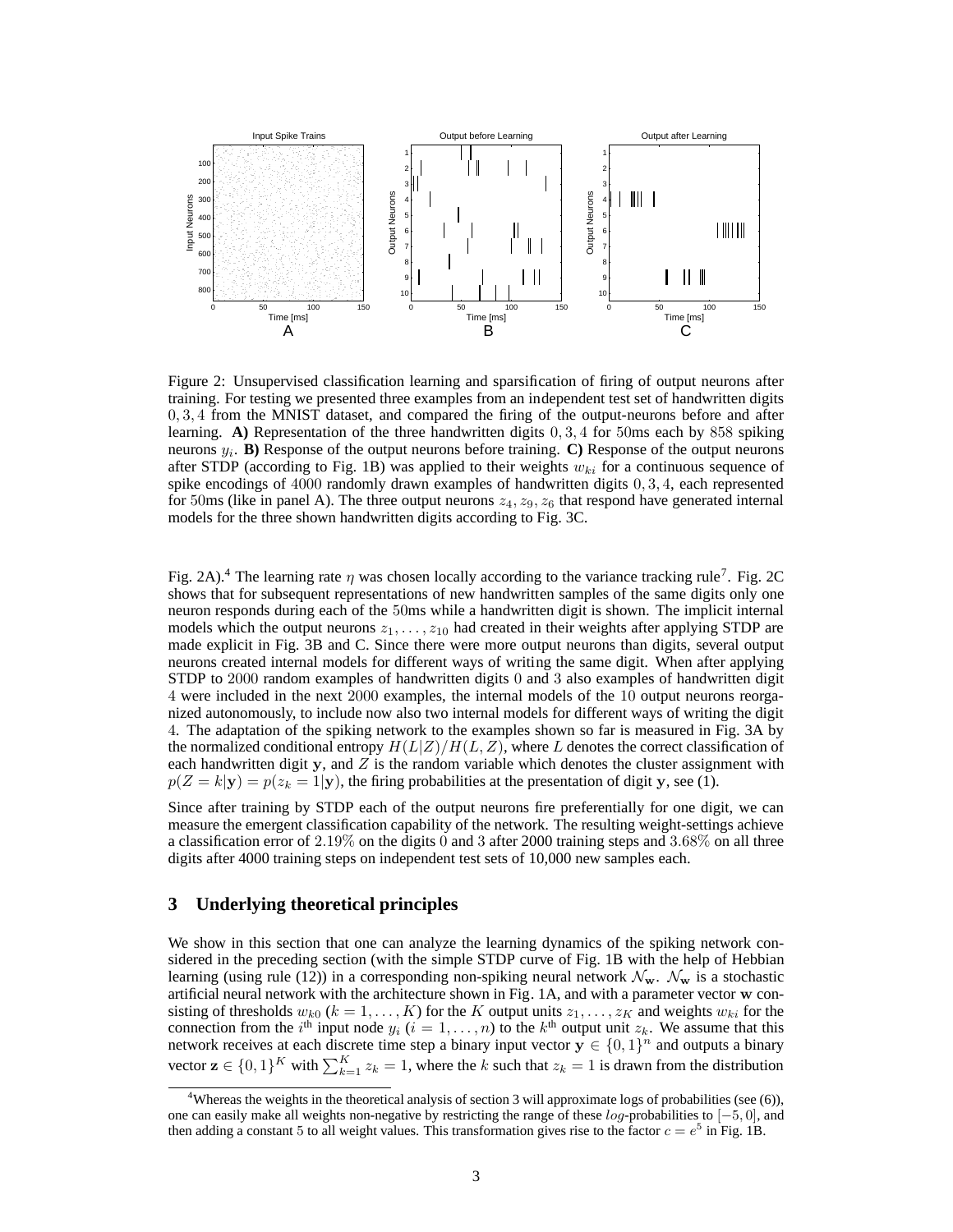Figure 2: Unsupervised classification learning and sparsification of firing of output neurons after training. For testing we presented three examples from an independent test set of handwritten digits $0, 3, 4$ from the MNIST dataset, and compared the firing of the output-neurons before and after learning. **A)** Representation of the three handwritten digits $0, 3, 4$ for $50$ms each by $858$ spiking neurons $y_i$. **B)** Response of the output neurons before training. **C)** Response of the output neurons after STDP (according to Fig. 1B) was applied to their weights $w_{ki}$ for a continuous sequence of spike encodings of $4000$ randomly drawn examples of handwritten digits $0, 3, 4$, each represented for $50$ms (like in panel A). The three output neurons $z_4, z_9, z_6$ that respond have generated internal models for the three shown handwritten digits according to Fig. 3C.

Fig. 2A).[4] The learning rate $\eta$ was chosen locally according to the variance tracking rule[7]. Fig. 2C shows that for subsequent representations of new handwritten samples of the same digits only one neuron responds during each of the $50$ms while a handwritten digit is shown. The implicit internal models which the output neurons $z_1, \ldots, z_{10}$ had created in their weights after applying STDP are made explicit in Fig. 3B and C. Since there were more output neurons than digits, several output neurons created internal models for different ways of writing the same digit. When after applying STDP to $2000$ random examples of handwritten digits $0$ and $3$ also examples of handwritten digit $4$ were included in the next $2000$ examples, the internal models of the $10$ output neurons reorganized autonomously, to include now also two internal models for different ways of writing the digit $4$. The adaptation of the spiking network to the examples shown so far is measured in Fig. 3A by the normalized conditional entropy $H(L|Z)/H(L, Z)$, where $L$ denotes the correct classification of each handwritten digit $\mathbf{y}$, and $Z$ is the random variable which denotes the cluster assignment with $p(Z = k|\mathbf{y}) = p(z_k = 1|\mathbf{y})$, the firing probabilities at the presentation of digit $\mathbf{y}$, see (1).

Since after training by STDP each of the output neurons fire preferentially for one digit, we can measure the emergent classification capability of the network. The resulting weight-settings achieve a classification error of $2.19\%$ on the digits $0$ and $3$ after 2000 training steps and $3.68\%$ on all three digits after 4000 training steps on independent test sets of 10,000 new samples each.

## 3 Underlying theoretical principles

We show in this section that one can analyze the learning dynamics of the spiking network considered in the preceding section (with the simple STDP curve of Fig. 1B with the help of Hebbian learning (using rule (12)) in a corresponding non-spiking neural network $\mathcal{N}_\mathbf{w}$. $\mathcal{N}_\mathbf{w}$ is a stochastic artificial neural network with the architecture shown in Fig. 1A, and with a parameter vector $\mathbf{w}$ consisting of thresholds $w_{k0}$ ($k = 1, \ldots, K$) for the $K$ output units $z_1, \ldots, z_K$ and weights $w_{ki}$ for the connection from the $i^{\text{th}}$ input node $y_i$ ($i = 1, \ldots, n$) to the $k^{\text{th}}$ output unit $z_k$. We assume that this network receives at each discrete time step a binary input vector $\mathbf{y} \in \{0, 1\}^n$ and outputs a binary vector $\mathbf{z} \in \{0, 1\}^K$ with $\sum_{k=1}^K z_k = 1$, where the $k$ such that $z_k = 1$ is drawn from the distribution

[4] Whereas the weights in the theoretical analysis of section 3 will approximate logs of probabilities (see (6)), one can easily make all weights non-negative by restricting the range of these $log$-probabilities to $[-5, 0]$, and then adding a constant 5 to all weight values. This transformation gives rise to the factor $c = e^5$ in Fig. 1B.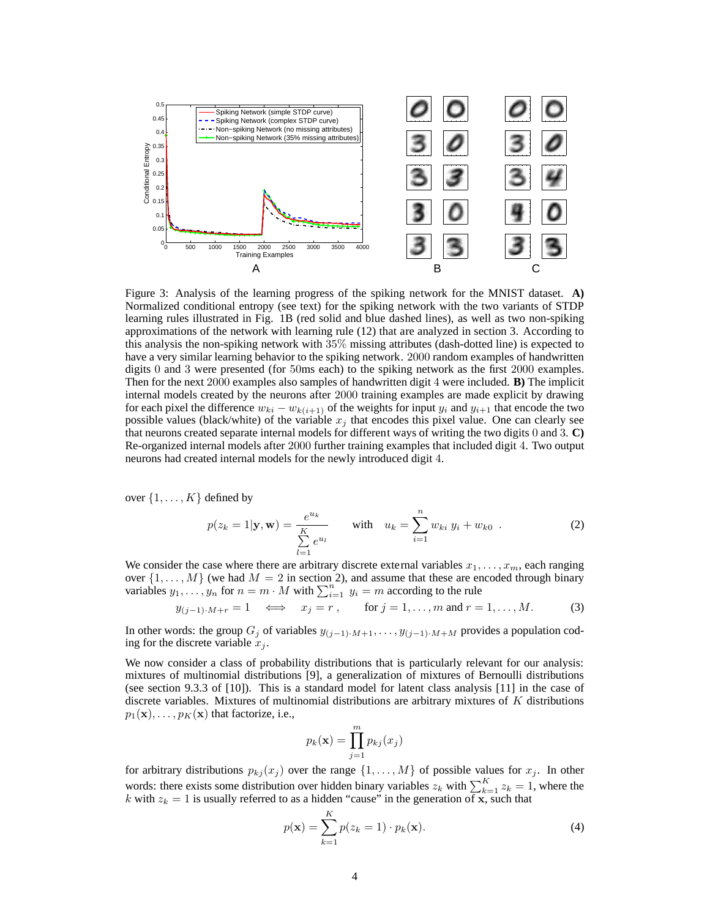Figure 3: Analysis of the learning progress of the spiking network for the MNIST dataset. **A)** Normalized conditional entropy (see text) for the spiking network with the two variants of STDP learning rules illustrated in Fig. 1B (red solid and blue dashed lines), as well as two non-spiking approximations of the network with learning rule (12) that are analyzed in section 3. According to this analysis the non-spiking network with 35% missing attributes (dash-dotted line) is expected to have a very similar learning behavior to the spiking network. 2000 random examples of handwritten digits 0 and 3 were presented (for 50ms each) to the spiking network as the first 2000 examples. Then for the next 2000 examples also samples of handwritten digit 4 were included. **B)** The implicit internal models created by the neurons after 2000 training examples are made explicit by drawing for each pixel the difference $w_{ki} - w_{k(i+1)}$ of the weights for input $y_i$ and $y_{i+1}$ that encode the two possible values (black/white) of the variable $x_j$ that encodes this pixel value. One can clearly see that neurons created separate internal models for different ways of writing the two digits 0 and 3. **C)** Re-organized internal models after 2000 further training examples that included digit 4. Two output neurons had created internal models for the newly introduced digit 4.

over $\{1, \dots, K\}$ defined by

$$p(z_k = 1|\mathbf{y}, \mathbf{w}) = \frac{e^{u_k}}{\sum\limits_{l=1}^{K} e^{u_l}} \qquad \text{with} \quad u_k = \sum_{i=1}^{n} w_{ki}\, y_i + w_{k0} \ . \tag{2}$$

We consider the case where there are arbitrary discrete external variables $x_1, \dots, x_m$, each ranging over $\{1, \dots, M\}$ (we had $M = 2$ in section 2), and assume that these are encoded through binary variables $y_1, \dots, y_n$ for $n = m \cdot M$ with $\sum_{i=1}^{n} y_i = m$ according to the rule

$$y_{(j-1)\cdot M + r} = 1 \quad \Longleftrightarrow \quad x_j = r\,, \qquad \text{for } j = 1, \dots, m \text{ and } r = 1, \dots, M. \tag{3}$$

In other words: the group $G_j$ of variables $y_{(j-1)\cdot M+1}, \dots, y_{(j-1)\cdot M+M}$ provides a population coding for the discrete variable $x_j$.

We now consider a class of probability distributions that is particularly relevant for our analysis: mixtures of multinomial distributions [9], a generalization of mixtures of Bernoulli distributions (see section 9.3.3 of [10]). This is a standard model for latent class analysis [11] in the case of discrete variables. Mixtures of multinomial distributions are arbitrary mixtures of $K$ distributions $p_1(\mathbf{x}), \dots, p_K(\mathbf{x})$ that factorize, i.e.,

$$p_k(\mathbf{x}) = \prod_{j=1}^{m} p_{kj}(x_j)$$

for arbitrary distributions $p_{kj}(x_j)$ over the range $\{1, \dots, M\}$ of possible values for $x_j$. In other words: there exists some distribution over hidden binary variables $z_k$ with $\sum_{k=1}^{K} z_k = 1$, where the $k$ with $z_k = 1$ is usually referred to as a hidden "cause" in the generation of $\mathbf{x}$, such that

$$p(\mathbf{x}) = \sum_{k=1}^{K} p(z_k = 1) \cdot p_k(\mathbf{x}). \tag{4}$$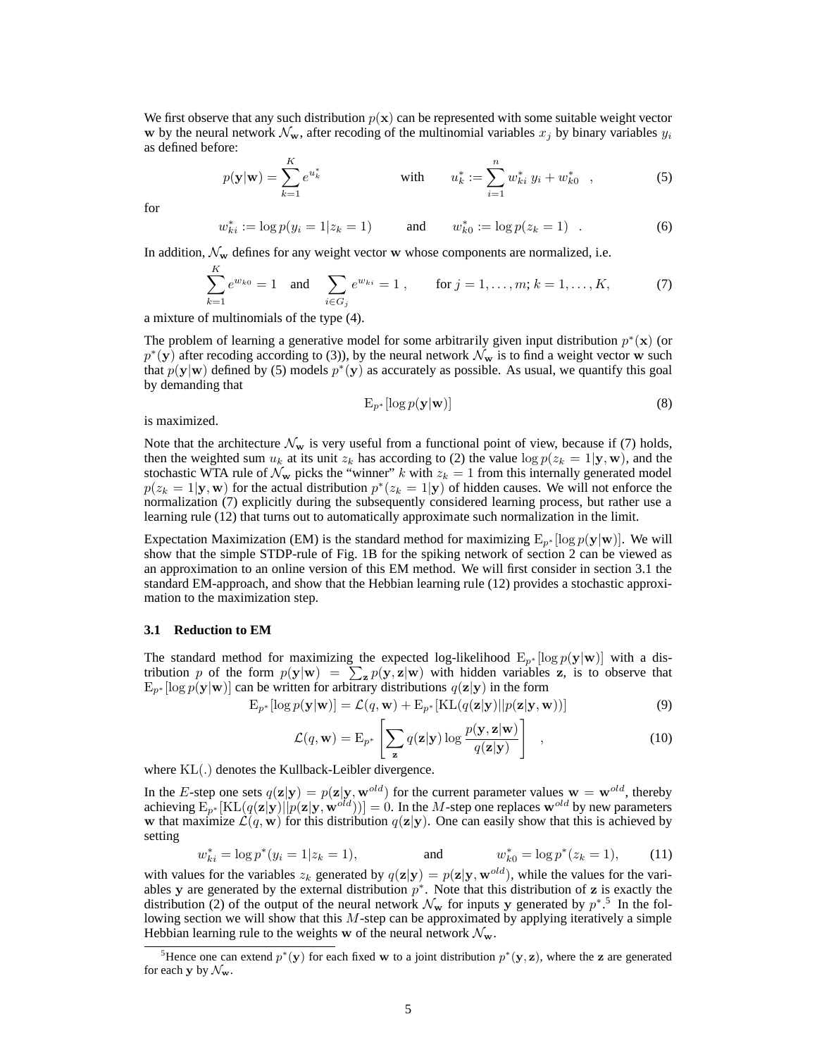We first observe that any such distribution $p(\mathbf{x})$ can be represented with some suitable weight vector $\mathbf{w}$ by the neural network $\mathcal{N}_{\mathbf{w}}$, after recoding of the multinomial variables $x_j$ by binary variables $y_i$ as defined before:

$$p(\mathbf{y}|\mathbf{w}) = \sum_{k=1}^{K} e^{u_k^*} \qquad\qquad \text{with} \qquad u_k^* := \sum_{i=1}^{n} w_{ki}^*\, y_i + w_{k0}^* \quad , \tag{5}$$

for

$$w_{ki}^* := \log p(y_i = 1|z_k = 1) \qquad \text{and} \qquad w_{k0}^* := \log p(z_k = 1) \quad . \tag{6}$$

In addition, $\mathcal{N}_{\mathbf{w}}$ defines for any weight vector $\mathbf{w}$ whose components are normalized, i.e.

$$\sum_{k=1}^{K} e^{w_{k0}} = 1 \quad \text{and} \quad \sum_{i \in G_j} e^{w_{ki}} = 1\ , \qquad \text{for } j = 1, \ldots, m;\ k = 1, \ldots, K, \tag{7}$$

a mixture of multinomials of the type (4).

The problem of learning a generative model for some arbitrarily given input distribution $p^*(\mathbf{x})$ (or $p^*(\mathbf{y})$ after recoding according to (3)), by the neural network $\mathcal{N}_{\mathbf{w}}$ is to find a weight vector $\mathbf{w}$ such that $p(\mathbf{y}|\mathbf{w})$ defined by (5) models $p^*(\mathbf{y})$ as accurately as possible. As usual, we quantify this goal by demanding that

$$\mathrm{E}_{p^*}[\log p(\mathbf{y}|\mathbf{w})] \tag{8}$$

is maximized.

Note that the architecture $\mathcal{N}_{\mathbf{w}}$ is very useful from a functional point of view, because if (7) holds, then the weighted sum $u_k$ at its unit $z_k$ has according to (2) the value $\log p(z_k = 1|\mathbf{y}, \mathbf{w})$, and the stochastic WTA rule of $\mathcal{N}_{\mathbf{w}}$ picks the "winner" $k$ with $z_k = 1$ from this internally generated model $p(z_k = 1|\mathbf{y}, \mathbf{w})$ for the actual distribution $p^*(z_k = 1|\mathbf{y})$ of hidden causes. We will not enforce the normalization (7) explicitly during the subsequently considered learning process, but rather use a learning rule (12) that turns out to automatically approximate such normalization in the limit.

Expectation Maximization (EM) is the standard method for maximizing $\mathrm{E}_{p^*}[\log p(\mathbf{y}|\mathbf{w})]$. We will show that the simple STDP-rule of Fig. 1B for the spiking network of section 2 can be viewed as an approximation to an online version of this EM method. We will first consider in section 3.1 the standard EM-approach, and show that the Hebbian learning rule (12) provides a stochastic approximation to the maximization step.

### 3.1 Reduction to EM

The standard method for maximizing the expected log-likelihood $\mathrm{E}_{p^*}[\log p(\mathbf{y}|\mathbf{w})]$ with a distribution $p$ of the form $p(\mathbf{y}|\mathbf{w}) = \sum_{\mathbf{z}} p(\mathbf{y}, \mathbf{z}|\mathbf{w})$ with hidden variables $\mathbf{z}$, is to observe that $\mathrm{E}_{p^*}[\log p(\mathbf{y}|\mathbf{w})]$ can be written for arbitrary distributions $q(\mathbf{z}|\mathbf{y})$ in the form

$$\mathrm{E}_{p^*}[\log p(\mathbf{y}|\mathbf{w})] = \mathcal{L}(q, \mathbf{w}) + \mathrm{E}_{p^*}[\mathrm{KL}(q(\mathbf{z}|\mathbf{y})||p(\mathbf{z}|\mathbf{y}, \mathbf{w}))] \tag{9}$$

$$\mathcal{L}(q, \mathbf{w}) = \mathrm{E}_{p^*}\left[\sum_{\mathbf{z}} q(\mathbf{z}|\mathbf{y}) \log \frac{p(\mathbf{y}, \mathbf{z}|\mathbf{w})}{q(\mathbf{z}|\mathbf{y})}\right] \quad , \tag{10}$$

where $\mathrm{KL}(.)$ denotes the Kullback-Leibler divergence.

In the $E$-step one sets $q(\mathbf{z}|\mathbf{y}) = p(\mathbf{z}|\mathbf{y}, \mathbf{w}^{old})$ for the current parameter values $\mathbf{w} = \mathbf{w}^{old}$, thereby achieving $\mathrm{E}_{p^*}[\mathrm{KL}(q(\mathbf{z}|\mathbf{y})||p(\mathbf{z}|\mathbf{y}, \mathbf{w}^{old}))] = 0$. In the $M$-step one replaces $\mathbf{w}^{old}$ by new parameters $\mathbf{w}$ that maximize $\mathcal{L}(q, \mathbf{w})$ for this distribution $q(\mathbf{z}|\mathbf{y})$. One can easily show that this is achieved by setting

$$w_{ki}^* = \log p^*(y_i = 1|z_k = 1), \qquad\qquad \text{and} \qquad\qquad w_{k0}^* = \log p^*(z_k = 1), \tag{11}$$

with values for the variables $z_k$ generated by $q(\mathbf{z}|\mathbf{y}) = p(\mathbf{z}|\mathbf{y}, \mathbf{w}^{old})$, while the values for the variables $\mathbf{y}$ are generated by the external distribution $p^*$. Note that this distribution of $\mathbf{z}$ is exactly the distribution (2) of the output of the neural network $\mathcal{N}_{\mathbf{w}}$ for inputs $\mathbf{y}$ generated by $p^*$.[5] In the following section we will show that this $M$-step can be approximated by applying iteratively a simple Hebbian learning rule to the weights $\mathbf{w}$ of the neural network $\mathcal{N}_{\mathbf{w}}$.

[5] Hence one can extend $p^*(\mathbf{y})$ for each fixed $\mathbf{w}$ to a joint distribution $p^*(\mathbf{y}, \mathbf{z})$, where the $\mathbf{z}$ are generated for each $\mathbf{y}$ by $\mathcal{N}_{\mathbf{w}}$.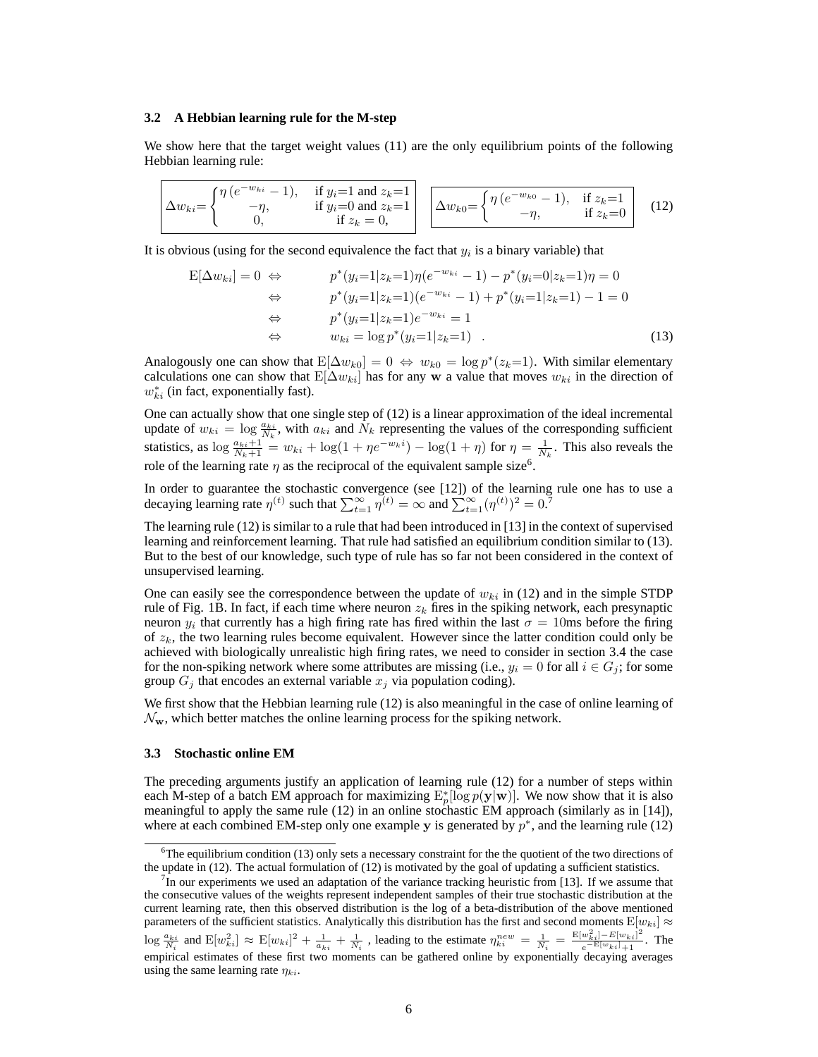### 3.2 A Hebbian learning rule for the M-step

We show here that the target weight values (11) are the only equilibrium points of the following Hebbian learning rule:

$$\Delta w_{ki} = \begin{cases} \eta\,(e^{-w_{ki}} - 1), & \text{if } y_i{=}1 \text{ and } z_k{=}1 \\ -\eta, & \text{if } y_i{=}0 \text{ and } z_k{=}1 \\ 0, & \text{if } z_k = 0, \end{cases} \qquad \Delta w_{k0} = \begin{cases} \eta\,(e^{-w_{k0}} - 1), & \text{if } z_k{=}1 \\ -\eta, & \text{if } z_k{=}0 \end{cases} \tag{12}$$

It is obvious (using for the second equivalence the fact that $y_i$ is a binary variable) that

$$\begin{aligned}
\mathrm{E}[\Delta w_{ki}] = 0 \;\Leftrightarrow&\quad p^*(y_i{=}1|z_k{=}1)\eta(e^{-w_{ki}} - 1) - p^*(y_i{=}0|z_k{=}1)\eta = 0 \\
\Leftrightarrow&\quad p^*(y_i{=}1|z_k{=}1)(e^{-w_{ki}} - 1) + p^*(y_i{=}1|z_k{=}1) - 1 = 0 \\
\Leftrightarrow&\quad p^*(y_i{=}1|z_k{=}1)e^{-w_{ki}} = 1 \\
\Leftrightarrow&\quad w_{ki} = \log p^*(y_i{=}1|z_k{=}1) \quad .
\end{aligned} \tag{13}$$

Analogously one can show that $\mathrm{E}[\Delta w_{k0}] = 0 \Leftrightarrow w_{k0} = \log p^*(z_k{=}1)$. With similar elementary calculations one can show that $\mathrm{E}[\Delta w_{ki}]$ has for any $\mathbf{w}$ a value that moves $w_{ki}$ in the direction of $w^*_{ki}$ (in fact, exponentially fast).

One can actually show that one single step of (12) is a linear approximation of the ideal incremental update of $w_{ki} = \log \frac{a_{ki}}{N_k}$, with $a_{ki}$ and $N_k$ representing the values of the corresponding sufficient statistics, as $\log \frac{a_{ki}+1}{N_k+1} = w_{ki} + \log(1 + \eta e^{-w_k i}) - \log(1 + \eta)$ for $\eta = \frac{1}{N_k}$. This also reveals the role of the learning rate $\eta$ as the reciprocal of the equivalent sample size[6].

In order to guarantee the stochastic convergence (see [12]) of the learning rule one has to use a decaying learning rate $\eta^{(t)}$ such that $\sum_{t=1}^{\infty} \eta^{(t)} = \infty$ and $\sum_{t=1}^{\infty} (\eta^{(t)})^2 = 0$.[7]

The learning rule (12) is similar to a rule that had been introduced in [13] in the context of supervised learning and reinforcement learning. That rule had satisfied an equilibrium condition similar to (13). But to the best of our knowledge, such type of rule has so far not been considered in the context of unsupervised learning.

One can easily see the correspondence between the update of $w_{ki}$ in (12) and in the simple STDP rule of Fig. 1B. In fact, if each time where neuron $z_k$ fires in the spiking network, each presynaptic neuron $y_i$ that currently has a high firing rate has fired within the last $\sigma = 10$ms before the firing of $z_k$, the two learning rules become equivalent. However since the latter condition could only be achieved with biologically unrealistic high firing rates, we need to consider in section 3.4 the case for the non-spiking network where some attributes are missing (i.e., $y_i = 0$ for all $i \in G_j$; for some group $G_j$ that encodes an external variable $x_j$ via population coding).

We first show that the Hebbian learning rule (12) is also meaningful in the case of online learning of $\mathcal{N}_{\mathbf{w}}$, which better matches the online learning process for the spiking network.

### 3.3 Stochastic online EM

The preceding arguments justify an application of learning rule (12) for a number of steps within each M-step of a batch EM approach for maximizing $\mathrm{E}^*_p[\log p(\mathbf{y}|\mathbf{w})]$. We now show that it is also meaningful to apply the same rule (12) in an online stochastic EM approach (similarly as in [14]), where at each combined EM-step only one example $\mathbf{y}$ is generated by $p^*$, and the learning rule (12)

---

[6] The equilibrium condition (13) only sets a necessary constraint for the the quotient of the two directions of the update in (12). The actual formulation of (12) is motivated by the goal of updating a sufficient statistics.

[7] In our experiments we used an adaptation of the variance tracking heuristic from [13]. If we assume that the consecutive values of the weights represent independent samples of their true stochastic distribution at the current learning rate, then this observed distribution is the log of a beta-distribution of the above mentioned parameters of the sufficient statistics. Analytically this distribution has the first and second moments $\mathrm{E}[w_{ki}] \approx \log \frac{a_{ki}}{N_i}$ and $\mathrm{E}[w_{ki}^2] \approx \mathrm{E}[w_{ki}]^2 + \frac{1}{a_{ki}} + \frac{1}{N_i}$ , leading to the estimate $\eta^{new}_{ki} = \frac{1}{N_i} = \frac{\mathrm{E}[w_{ki}^2] - E[w_{ki}]^2}{e^{-\mathrm{E}[w_{ki}]} + 1}$. The empirical estimates of these first two moments can be gathered online by exponentially decaying averages using the same learning rate $\eta_{ki}$.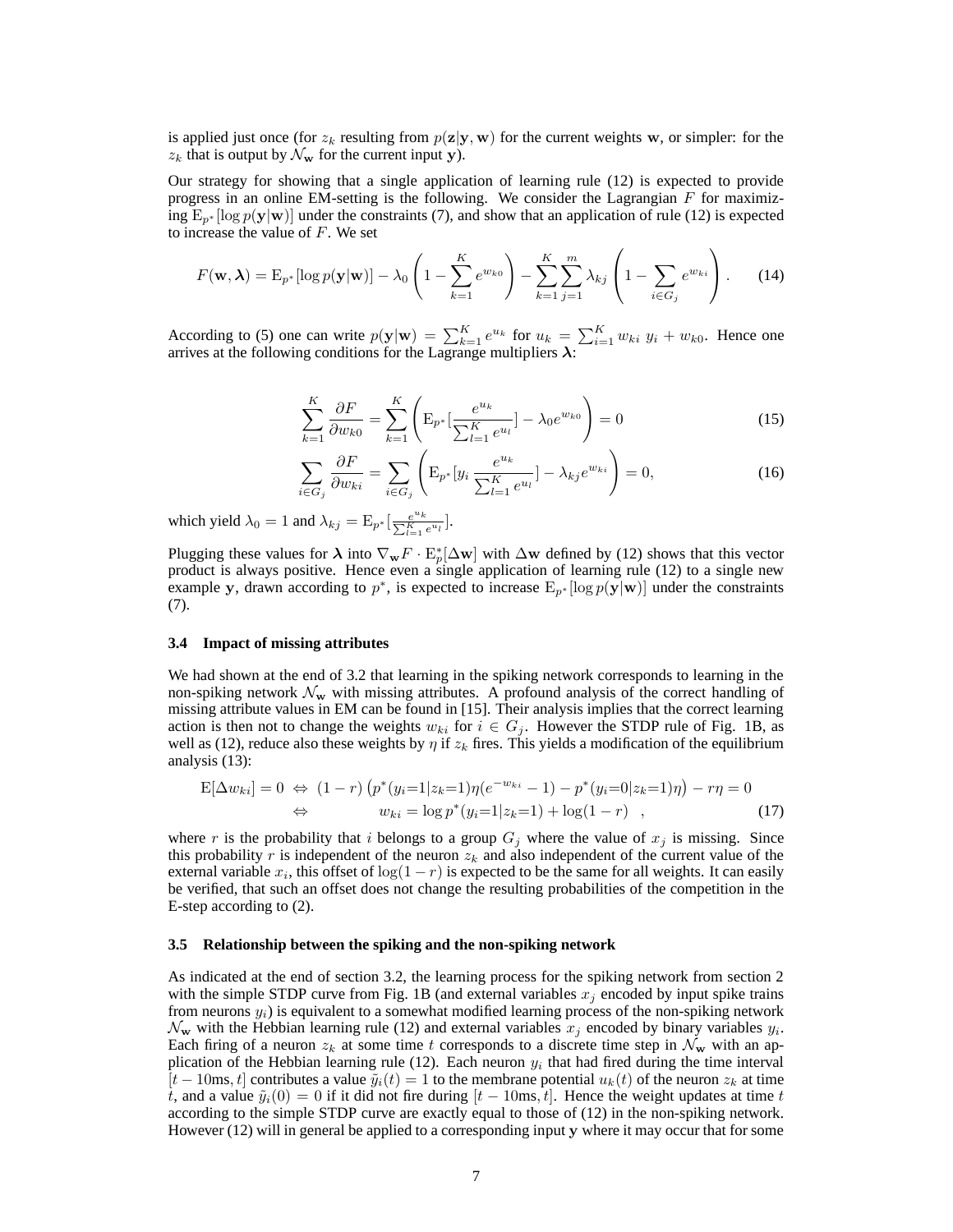is applied just once (for $z_k$ resulting from $p(\mathbf{z}|\mathbf{y}, \mathbf{w})$ for the current weights $\mathbf{w}$, or simpler: for the $z_k$ that is output by $\mathcal{N}_\mathbf{w}$ for the current input $\mathbf{y}$).

Our strategy for showing that a single application of learning rule (12) is expected to provide progress in an online EM-setting is the following. We consider the Lagrangian $F$ for maximizing $\mathrm{E}_{p^*}[\log p(\mathbf{y}|\mathbf{w})]$ under the constraints (7), and show that an application of rule (12) is expected to increase the value of $F$. We set

$$F(\mathbf{w}, \boldsymbol{\lambda}) = \mathrm{E}_{p^*}[\log p(\mathbf{y}|\mathbf{w})] - \lambda_0 \left(1 - \sum_{k=1}^{K} e^{w_{k0}}\right) - \sum_{k=1}^{K}\sum_{j=1}^{m} \lambda_{kj} \left(1 - \sum_{i \in G_j} e^{w_{ki}}\right). \tag{14}$$

According to (5) one can write $p(\mathbf{y}|\mathbf{w}) = \sum_{k=1}^{K} e^{u_k}$ for $u_k = \sum_{i=1}^{K} w_{ki}\ y_i + w_{k0}$. Hence one arrives at the following conditions for the Lagrange multipliers $\boldsymbol{\lambda}$:

$$\sum_{k=1}^{K} \frac{\partial F}{\partial w_{k0}} = \sum_{k=1}^{K} \left( \mathrm{E}_{p^*}[\frac{e^{u_k}}{\sum_{l=1}^{K} e^{u_l}}] - \lambda_0 e^{w_{k0}} \right) = 0 \tag{15}$$

$$\sum_{i \in G_j} \frac{\partial F}{\partial w_{ki}} = \sum_{i \in G_j} \left( \mathrm{E}_{p^*}[y_i \frac{e^{u_k}}{\sum_{l=1}^{K} e^{u_l}}] - \lambda_{kj} e^{w_{ki}} \right) = 0, \tag{16}$$

which yield $\lambda_0 = 1$ and $\lambda_{kj} = \mathrm{E}_{p^*}[\frac{e^{u_k}}{\sum_{l=1}^{K} e^{u_l}}]$.

Plugging these values for $\boldsymbol{\lambda}$ into $\nabla_\mathbf{w} F \cdot \mathrm{E}_p^*[\Delta \mathbf{w}]$ with $\Delta \mathbf{w}$ defined by (12) shows that this vector product is always positive. Hence even a single application of learning rule (12) to a single new example $\mathbf{y}$, drawn according to $p^*$, is expected to increase $\mathrm{E}_{p^*}[\log p(\mathbf{y}|\mathbf{w})]$ under the constraints (7).

### 3.4 Impact of missing attributes

We had shown at the end of 3.2 that learning in the spiking network corresponds to learning in the non-spiking network $\mathcal{N}_\mathbf{w}$ with missing attributes. A profound analysis of the correct handling of missing attribute values in EM can be found in [15]. Their analysis implies that the correct learning action is then not to change the weights $w_{ki}$ for $i \in G_j$. However the STDP rule of Fig. 1B, as well as (12), reduce also these weights by $\eta$ if $z_k$ fires. This yields a modification of the equilibrium analysis (13):

$$\begin{aligned}
\mathrm{E}[\Delta w_{ki}] = 0 \ \Leftrightarrow\ & (1-r)\left(p^*(y_i{=}1|z_k{=}1)\eta(e^{-w_{ki}}-1) - p^*(y_i{=}0|z_k{=}1)\eta\right) - r\eta = 0 \\
\Leftrightarrow\ & \qquad w_{ki} = \log p^*(y_i{=}1|z_k{=}1) + \log(1-r) \quad ,
\end{aligned} \tag{17}$$

where $r$ is the probability that $i$ belongs to a group $G_j$ where the value of $x_j$ is missing. Since this probability $r$ is independent of the neuron $z_k$ and also independent of the current value of the external variable $x_i$, this offset of $\log(1-r)$ is expected to be the same for all weights. It can easily be verified, that such an offset does not change the resulting probabilities of the competition in the E-step according to (2).

### 3.5 Relationship between the spiking and the non-spiking network

As indicated at the end of section 3.2, the learning process for the spiking network from section 2 with the simple STDP curve from Fig. 1B (and external variables $x_j$ encoded by input spike trains from neurons $y_i$) is equivalent to a somewhat modified learning process of the non-spiking network $\mathcal{N}_\mathbf{w}$ with the Hebbian learning rule (12) and external variables $x_j$ encoded by binary variables $y_i$. Each firing of a neuron $z_k$ at some time $t$ corresponds to a discrete time step in $\mathcal{N}_\mathbf{w}$ with an application of the Hebbian learning rule (12). Each neuron $y_i$ that had fired during the time interval $[t - 10\text{ms}, t]$ contributes a value $\tilde{y}_i(t) = 1$ to the membrane potential $u_k(t)$ of the neuron $z_k$ at time $t$, and a value $\tilde{y}_i(0) = 0$ if it did not fire during $[t - 10\text{ms}, t]$. Hence the weight updates at time $t$ according to the simple STDP curve are exactly equal to those of (12) in the non-spiking network. However (12) will in general be applied to a corresponding input $\mathbf{y}$ where it may occur that for some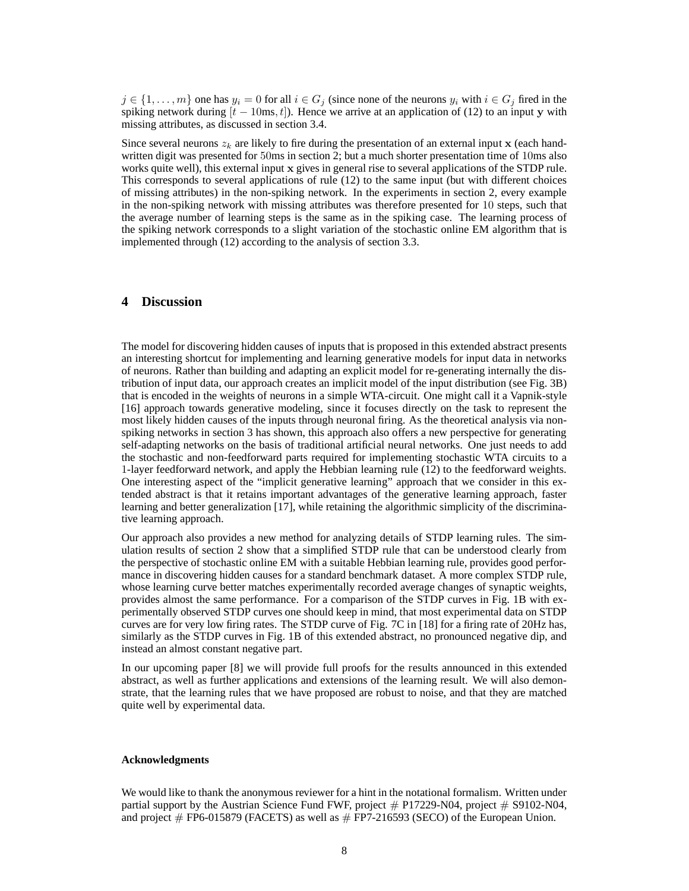$j \in \{1, \ldots, m\}$ one has $y_i = 0$ for all $i \in G_j$ (since none of the neurons $y_i$ with $i \in G_j$ fired in the spiking network during $[t - 10\text{ms}, t]$). Hence we arrive at an application of (12) to an input $\mathbf{y}$ with missing attributes, as discussed in section 3.4.

Since several neurons $z_k$ are likely to fire during the presentation of an external input $\mathbf{x}$ (each handwritten digit was presented for 50ms in section 2; but a much shorter presentation time of 10ms also works quite well), this external input $\mathbf{x}$ gives in general rise to several applications of the STDP rule. This corresponds to several applications of rule (12) to the same input (but with different choices of missing attributes) in the non-spiking network. In the experiments in section 2, every example in the non-spiking network with missing attributes was therefore presented for 10 steps, such that the average number of learning steps is the same as in the spiking case. The learning process of the spiking network corresponds to a slight variation of the stochastic online EM algorithm that is implemented through (12) according to the analysis of section 3.3.

## 4 Discussion

The model for discovering hidden causes of inputs that is proposed in this extended abstract presents an interesting shortcut for implementing and learning generative models for input data in networks of neurons. Rather than building and adapting an explicit model for re-generating internally the distribution of input data, our approach creates an implicit model of the input distribution (see Fig. 3B) that is encoded in the weights of neurons in a simple WTA-circuit. One might call it a Vapnik-style [16] approach towards generative modeling, since it focuses directly on the task to represent the most likely hidden causes of the inputs through neuronal firing. As the theoretical analysis via non-spiking networks in section 3 has shown, this approach also offers a new perspective for generating self-adapting networks on the basis of traditional artificial neural networks. One just needs to add the stochastic and non-feedforward parts required for implementing stochastic WTA circuits to a 1-layer feedforward network, and apply the Hebbian learning rule (12) to the feedforward weights. One interesting aspect of the "implicit generative learning" approach that we consider in this extended abstract is that it retains important advantages of the generative learning approach, faster learning and better generalization [17], while retaining the algorithmic simplicity of the discriminative learning approach.

Our approach also provides a new method for analyzing details of STDP learning rules. The simulation results of section 2 show that a simplified STDP rule that can be understood clearly from the perspective of stochastic online EM with a suitable Hebbian learning rule, provides good performance in discovering hidden causes for a standard benchmark dataset. A more complex STDP rule, whose learning curve better matches experimentally recorded average changes of synaptic weights, provides almost the same performance. For a comparison of the STDP curves in Fig. 1B with experimentally observed STDP curves one should keep in mind, that most experimental data on STDP curves are for very low firing rates. The STDP curve of Fig. 7C in [18] for a firing rate of 20Hz has, similarly as the STDP curves in Fig. 1B of this extended abstract, no pronounced negative dip, and instead an almost constant negative part.

In our upcoming paper [8] we will provide full proofs for the results announced in this extended abstract, as well as further applications and extensions of the learning result. We will also demonstrate, that the learning rules that we have proposed are robust to noise, and that they are matched quite well by experimental data.

#### Acknowledgments

We would like to thank the anonymous reviewer for a hint in the notational formalism. Written under partial support by the Austrian Science Fund FWF, project # P17229-N04, project # S9102-N04, and project # FP6-015879 (FACETS) as well as # FP7-216593 (SECO) of the European Union.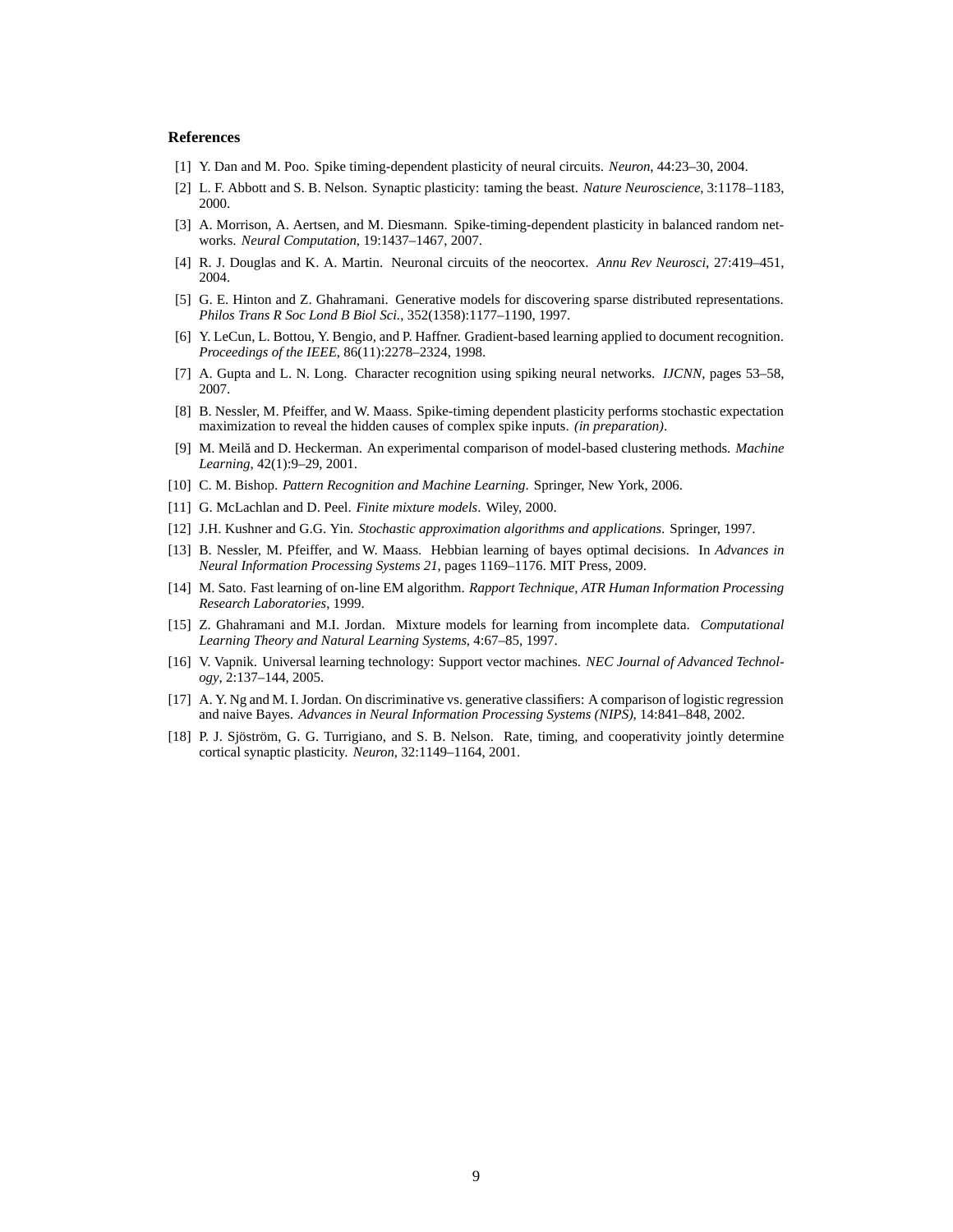## References

[1] Y. Dan and M. Poo. Spike timing-dependent plasticity of neural circuits. *Neuron*, 44:23–30, 2004.

[2] L. F. Abbott and S. B. Nelson. Synaptic plasticity: taming the beast. *Nature Neuroscience*, 3:1178–1183, 2000.

[3] A. Morrison, A. Aertsen, and M. Diesmann. Spike-timing-dependent plasticity in balanced random networks. *Neural Computation*, 19:1437–1467, 2007.

[4] R. J. Douglas and K. A. Martin. Neuronal circuits of the neocortex. *Annu Rev Neurosci*, 27:419–451, 2004.

[5] G. E. Hinton and Z. Ghahramani. Generative models for discovering sparse distributed representations. *Philos Trans R Soc Lond B Biol Sci.*, 352(1358):1177–1190, 1997.

[6] Y. LeCun, L. Bottou, Y. Bengio, and P. Haffner. Gradient-based learning applied to document recognition. *Proceedings of the IEEE*, 86(11):2278–2324, 1998.

[7] A. Gupta and L. N. Long. Character recognition using spiking neural networks. *IJCNN*, pages 53–58, 2007.

[8] B. Nessler, M. Pfeiffer, and W. Maass. Spike-timing dependent plasticity performs stochastic expectation maximization to reveal the hidden causes of complex spike inputs. *(in preparation)*.

[9] M. Meilă and D. Heckerman. An experimental comparison of model-based clustering methods. *Machine Learning*, 42(1):9–29, 2001.

[10] C. M. Bishop. *Pattern Recognition and Machine Learning*. Springer, New York, 2006.

[11] G. McLachlan and D. Peel. *Finite mixture models*. Wiley, 2000.

[12] J.H. Kushner and G.G. Yin. *Stochastic approximation algorithms and applications*. Springer, 1997.

[13] B. Nessler, M. Pfeiffer, and W. Maass. Hebbian learning of bayes optimal decisions. In *Advances in Neural Information Processing Systems 21*, pages 1169–1176. MIT Press, 2009.

[14] M. Sato. Fast learning of on-line EM algorithm. *Rapport Technique, ATR Human Information Processing Research Laboratories*, 1999.

[15] Z. Ghahramani and M.I. Jordan. Mixture models for learning from incomplete data. *Computational Learning Theory and Natural Learning Systems*, 4:67–85, 1997.

[16] V. Vapnik. Universal learning technology: Support vector machines. *NEC Journal of Advanced Technology*, 2:137–144, 2005.

[17] A. Y. Ng and M. I. Jordan. On discriminative vs. generative classifiers: A comparison of logistic regression and naive Bayes. *Advances in Neural Information Processing Systems (NIPS)*, 14:841–848, 2002.

[18] P. J. Sjöström, G. G. Turrigiano, and S. B. Nelson. Rate, timing, and cooperativity jointly determine cortical synaptic plasticity. *Neuron*, 32:1149–1164, 2001.